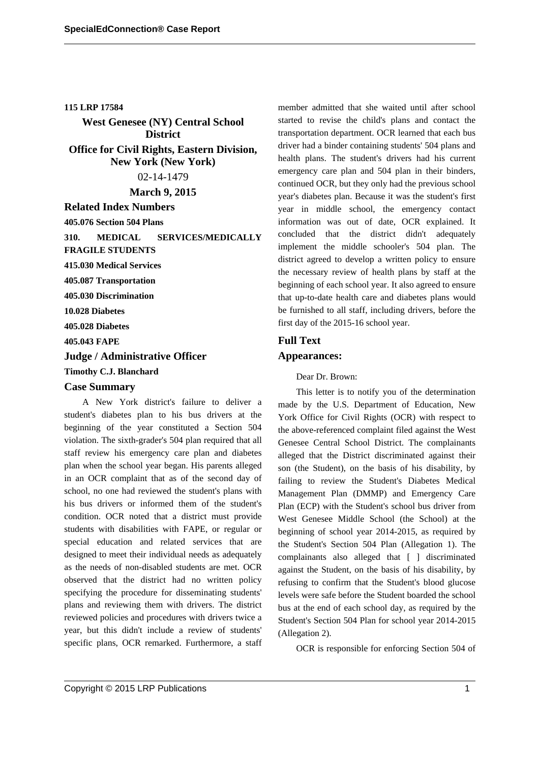**115 LRP 17584**

## West Genesee (NY) Central School District

## Office for Civil Rights, Eastern Division, New York (New York)

02-14-1479

**March 9, 2015**

### Related Index Numbers

**405.076 Section 504 Plans**

**310. MEDICAL SERVICES/MEDICALLY FRAGILE STUDENTS**

**415.030 Medical Services**

**405.087 Transportation**

**405.030 Discrimination**

**10.028 Diabetes**

**405.028 Diabetes**

**405.043 FAPE**

### Judge / Administrative Officer

**Timothy C.J. Blanchard**

### Case Summary

A New York district's failure to deliver a student's diabetes plan to his bus drivers at the beginning of the year constituted a Section 504 violation. The sixth-grader's 504 plan required that all staff review his emergency care plan and diabetes plan when the school year began. His parents alleged in an OCR complaint that as of the second day of school, no one had reviewed the student's plans with his bus drivers or informed them of the student's condition. OCR noted that a district must provide students with disabilities with FAPE, or regular or special education and related services that are designed to meet their individual needs as adequately as the needs of non-disabled students are met. OCR observed that the district had no written policy specifying the procedure for disseminating students' plans and reviewing them with drivers. The district reviewed policies and procedures with drivers twice a year, but this didn't include a review of students' specific plans, OCR remarked. Furthermore, a staff member admitted that she waited until after school started to revise the child's plans and contact the transportation department. OCR learned that each bus driver had a binder containing students' 504 plans and health plans. The student's drivers had his current emergency care plan and 504 plan in their binders, continued OCR, but they only had the previous school year's diabetes plan. Because it was the student's first year in middle school, the emergency contact information was out of date, OCR explained. It concluded that the district didn't adequately implement the middle schooler's 504 plan. The district agreed to develop a written policy to ensure the necessary review of health plans by staff at the beginning of each school year. It also agreed to ensure that up-to-date health care and diabetes plans would be furnished to all staff, including drivers, before the first day of the 2015-16 school year.

### Full Text

### Appearances:

Dear Dr. Brown:

This letter is to notify you of the determination made by the U.S. Department of Education, New York Office for Civil Rights (OCR) with respect to the above-referenced complaint filed against the West Genesee Central School District. The complainants alleged that the District discriminated against their son (the Student), on the basis of his disability, by failing to review the Student's Diabetes Medical Management Plan (DMMP) and Emergency Care Plan (ECP) with the Student's school bus driver from West Genesee Middle School (the School) at the beginning of school year 2014-2015, as required by the Student's Section 504 Plan (Allegation 1). The complainants also alleged that [ ] discriminated against the Student, on the basis of his disability, by refusing to confirm that the Student's blood glucose levels were safe before the Student boarded the school bus at the end of each school day, as required by the Student's Section 504 Plan for school year 2014-2015 (Allegation 2).

OCR is responsible for enforcing Section 504 of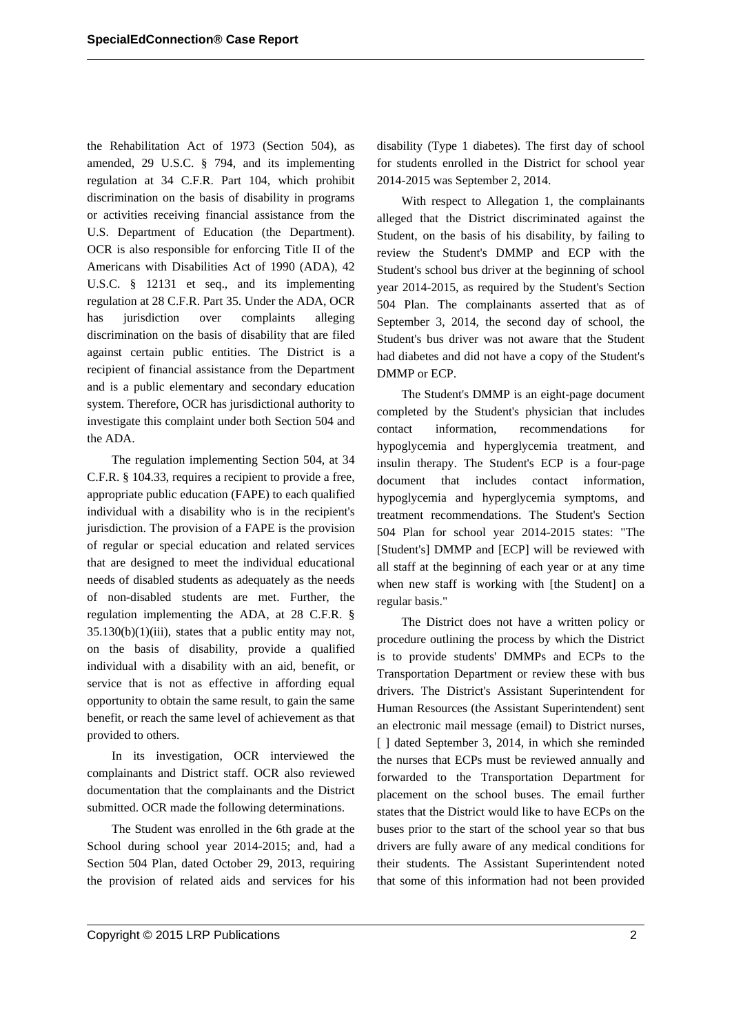the Rehabilitation Act of 1973 (Section 504), as amended, 29 U.S.C. § 794, and its implementing regulation at 34 C.F.R. Part 104, which prohibit discrimination on the basis of disability in programs or activities receiving financial assistance from the U.S. Department of Education (the Department). OCR is also responsible for enforcing Title II of the Americans with Disabilities Act of 1990 (ADA), 42 U.S.C. § 12131 et seq., and its implementing regulation at 28 C.F.R. Part 35. Under the ADA, OCR has jurisdiction over complaints alleging discrimination on the basis of disability that are filed against certain public entities. The District is a recipient of financial assistance from the Department and is a public elementary and secondary education system. Therefore, OCR has jurisdictional authority to investigate this complaint under both Section 504 and the ADA.

The regulation implementing Section 504, at 34 C.F.R. § 104.33, requires a recipient to provide a free, appropriate public education (FAPE) to each qualified individual with a disability who is in the recipient's jurisdiction. The provision of a FAPE is the provision of regular or special education and related services that are designed to meet the individual educational needs of disabled students as adequately as the needs of non-disabled students are met. Further, the regulation implementing the ADA, at 28 C.F.R. § 35.130(b)(1)(iii), states that a public entity may not, on the basis of disability, provide a qualified individual with a disability with an aid, benefit, or service that is not as effective in affording equal opportunity to obtain the same result, to gain the same benefit, or reach the same level of achievement as that provided to others.

In its investigation, OCR interviewed the complainants and District staff. OCR also reviewed documentation that the complainants and the District submitted. OCR made the following determinations.

The Student was enrolled in the 6th grade at the School during school year 2014-2015; and, had a Section 504 Plan, dated October 29, 2013, requiring the provision of related aids and services for his disability (Type 1 diabetes). The first day of school for students enrolled in the District for school year 2014-2015 was September 2, 2014.

With respect to Allegation 1, the complainants alleged that the District discriminated against the Student, on the basis of his disability, by failing to review the Student's DMMP and ECP with the Student's school bus driver at the beginning of school year 2014-2015, as required by the Student's Section 504 Plan. The complainants asserted that as of September 3, 2014, the second day of school, the Student's bus driver was not aware that the Student had diabetes and did not have a copy of the Student's DMMP or ECP.

The Student's DMMP is an eight-page document completed by the Student's physician that includes contact information, recommendations for hypoglycemia and hyperglycemia treatment, and insulin therapy. The Student's ECP is a four-page document that includes contact information, hypoglycemia and hyperglycemia symptoms, and treatment recommendations. The Student's Section 504 Plan for school year 2014-2015 states: "The [Student's] DMMP and [ECP] will be reviewed with all staff at the beginning of each year or at any time when new staff is working with [the Student] on a regular basis."

The District does not have a written policy or procedure outlining the process by which the District is to provide students' DMMPs and ECPs to the Transportation Department or review these with bus drivers. The District's Assistant Superintendent for Human Resources (the Assistant Superintendent) sent an electronic mail message (email) to District nurses, [ ] dated September 3, 2014, in which she reminded the nurses that ECPs must be reviewed annually and forwarded to the Transportation Department for placement on the school buses. The email further states that the District would like to have ECPs on the buses prior to the start of the school year so that bus drivers are fully aware of any medical conditions for their students. The Assistant Superintendent noted that some of this information had not been provided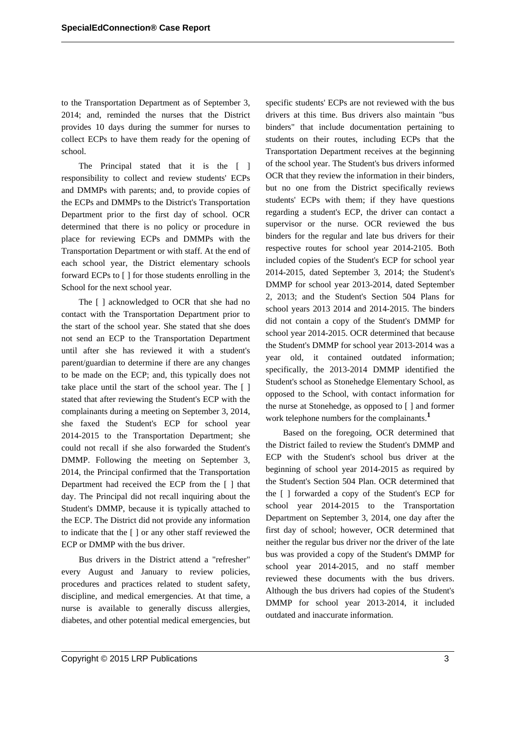to the Transportation Department as of September 3, 2014; and, reminded the nurses that the District provides 10 days during the summer for nurses to collect ECPs to have them ready for the opening of school.

The Principal stated that it is the [ ] responsibility to collect and review students' ECPs and DMMPs with parents; and, to provide copies of the ECPs and DMMPs to the District's Transportation Department prior to the first day of school. OCR determined that there is no policy or procedure in place for reviewing ECPs and DMMPs with the Transportation Department or with staff. At the end of each school year, the District elementary schools forward ECPs to [ ] for those students enrolling in the School for the next school year.

The [ ] acknowledged to OCR that she had no contact with the Transportation Department prior to the start of the school year. She stated that she does not send an ECP to the Transportation Department until after she has reviewed it with a student's parent/guardian to determine if there are any changes to be made on the ECP; and, this typically does not take place until the start of the school year. The [ ] stated that after reviewing the Student's ECP with the complainants during a meeting on September 3, 2014, she faxed the Student's ECP for school year 2014-2015 to the Transportation Department; she could not recall if she also forwarded the Student's DMMP. Following the meeting on September 3, 2014, the Principal confirmed that the Transportation Department had received the ECP from the [ ] that day. The Principal did not recall inquiring about the Student's DMMP, because it is typically attached to the ECP. The District did not provide any information to indicate that the [ ] or any other staff reviewed the ECP or DMMP with the bus driver.

Bus drivers in the District attend a "refresher" every August and January to review policies, procedures and practices related to student safety, discipline, and medical emergencies. At that time, a nurse is available to generally discuss allergies, diabetes, and other potential medical emergencies, but specific students' ECPs are not reviewed with the bus drivers at this time. Bus drivers also maintain "bus binders" that include documentation pertaining to students on their routes, including ECPs that the Transportation Department receives at the beginning of the school year. The Student's bus drivers informed OCR that they review the information in their binders, but no one from the District specifically reviews students' ECPs with them; if they have questions regarding a student's ECP, the driver can contact a supervisor or the nurse. OCR reviewed the bus binders for the regular and late bus drivers for their respective routes for school year 2014-2105. Both included copies of the Student's ECP for school year 2014-2015, dated September 3, 2014; the Student's DMMP for school year 2013-2014, dated September 2, 2013; and the Student's Section 504 Plans for school years 2013 2014 and 2014-2015. The binders did not contain a copy of the Student's DMMP for school year 2014-2015. OCR determined that because the Student's DMMP for school year 2013-2014 was a year old, it contained outdated information; specifically, the 2013-2014 DMMP identified the Student's school as Stonehedge Elementary School, as opposed to the School, with contact information for the nurse at Stonehedge, as opposed to [ ] and former work telephone numbers for the complainants.[1]

Based on the foregoing, OCR determined that the District failed to review the Student's DMMP and ECP with the Student's school bus driver at the beginning of school year 2014-2015 as required by the Student's Section 504 Plan. OCR determined that the [ ] forwarded a copy of the Student's ECP for school year 2014-2015 to the Transportation Department on September 3, 2014, one day after the first day of school; however, OCR determined that neither the regular bus driver nor the driver of the late bus was provided a copy of the Student's DMMP for school year 2014-2015, and no staff member reviewed these documents with the bus drivers. Although the bus drivers had copies of the Student's DMMP for school year 2013-2014, it included outdated and inaccurate information.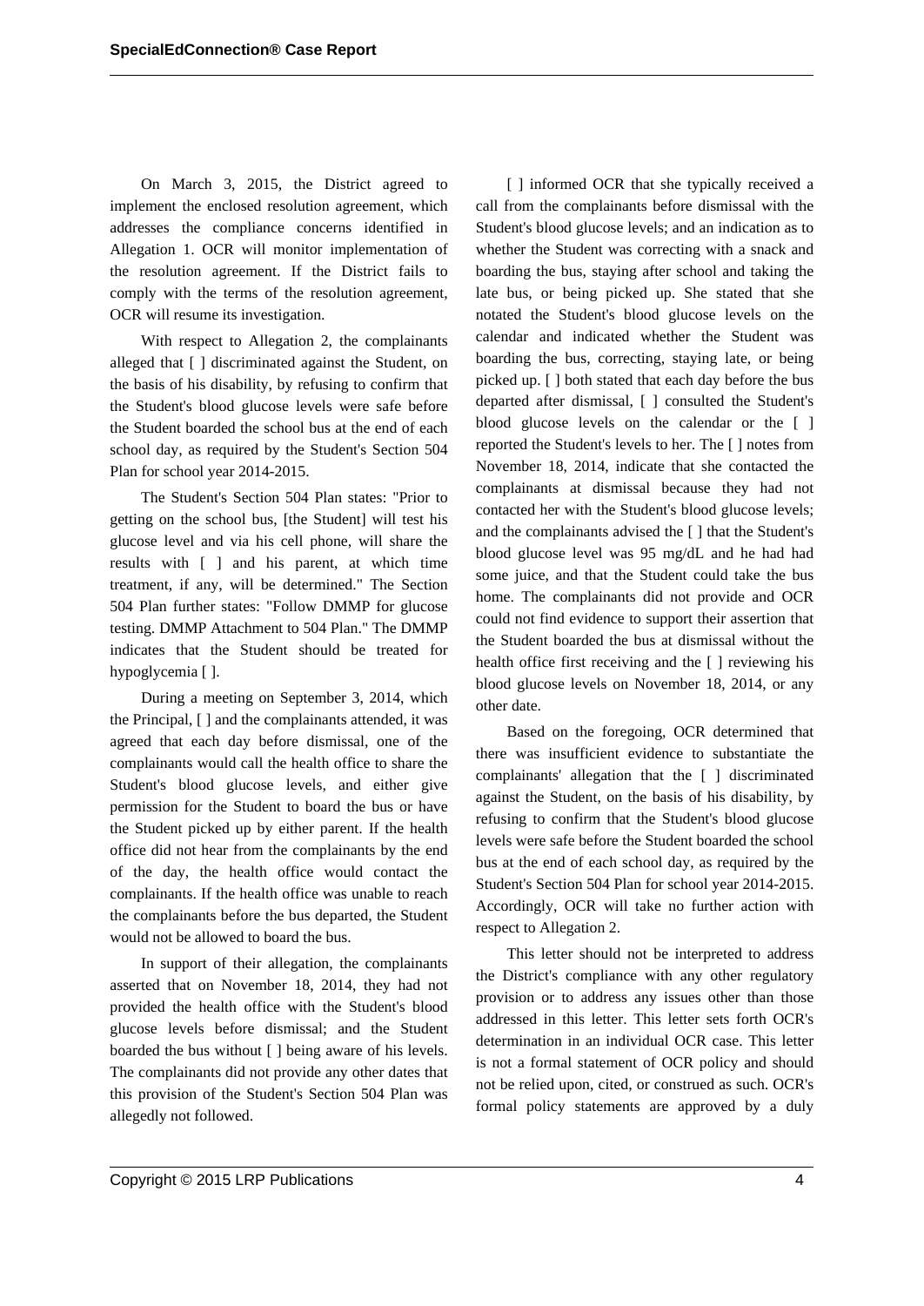On March 3, 2015, the District agreed to implement the enclosed resolution agreement, which addresses the compliance concerns identified in Allegation 1. OCR will monitor implementation of the resolution agreement. If the District fails to comply with the terms of the resolution agreement, OCR will resume its investigation.

With respect to Allegation 2, the complainants alleged that [ ] discriminated against the Student, on the basis of his disability, by refusing to confirm that the Student's blood glucose levels were safe before the Student boarded the school bus at the end of each school day, as required by the Student's Section 504 Plan for school year 2014-2015.

The Student's Section 504 Plan states: "Prior to getting on the school bus, [the Student] will test his glucose level and via his cell phone, will share the results with [ ] and his parent, at which time treatment, if any, will be determined." The Section 504 Plan further states: "Follow DMMP for glucose testing. DMMP Attachment to 504 Plan." The DMMP indicates that the Student should be treated for hypoglycemia [ ].

During a meeting on September 3, 2014, which the Principal, [ ] and the complainants attended, it was agreed that each day before dismissal, one of the complainants would call the health office to share the Student's blood glucose levels, and either give permission for the Student to board the bus or have the Student picked up by either parent. If the health office did not hear from the complainants by the end of the day, the health office would contact the complainants. If the health office was unable to reach the complainants before the bus departed, the Student would not be allowed to board the bus.

In support of their allegation, the complainants asserted that on November 18, 2014, they had not provided the health office with the Student's blood glucose levels before dismissal; and the Student boarded the bus without [ ] being aware of his levels. The complainants did not provide any other dates that this provision of the Student's Section 504 Plan was allegedly not followed.

[ ] informed OCR that she typically received a call from the complainants before dismissal with the Student's blood glucose levels; and an indication as to whether the Student was correcting with a snack and boarding the bus, staying after school and taking the late bus, or being picked up. She stated that she notated the Student's blood glucose levels on the calendar and indicated whether the Student was boarding the bus, correcting, staying late, or being picked up. [ ] both stated that each day before the bus departed after dismissal, [ ] consulted the Student's blood glucose levels on the calendar or the [ ] reported the Student's levels to her. The [ ] notes from November 18, 2014, indicate that she contacted the complainants at dismissal because they had not contacted her with the Student's blood glucose levels; and the complainants advised the [ ] that the Student's blood glucose level was 95 mg/dL and he had had some juice, and that the Student could take the bus home. The complainants did not provide and OCR could not find evidence to support their assertion that the Student boarded the bus at dismissal without the health office first receiving and the [ ] reviewing his blood glucose levels on November 18, 2014, or any other date.

Based on the foregoing, OCR determined that there was insufficient evidence to substantiate the complainants' allegation that the [ ] discriminated against the Student, on the basis of his disability, by refusing to confirm that the Student's blood glucose levels were safe before the Student boarded the school bus at the end of each school day, as required by the Student's Section 504 Plan for school year 2014-2015. Accordingly, OCR will take no further action with respect to Allegation 2.

This letter should not be interpreted to address the District's compliance with any other regulatory provision or to address any issues other than those addressed in this letter. This letter sets forth OCR's determination in an individual OCR case. This letter is not a formal statement of OCR policy and should not be relied upon, cited, or construed as such. OCR's formal policy statements are approved by a duly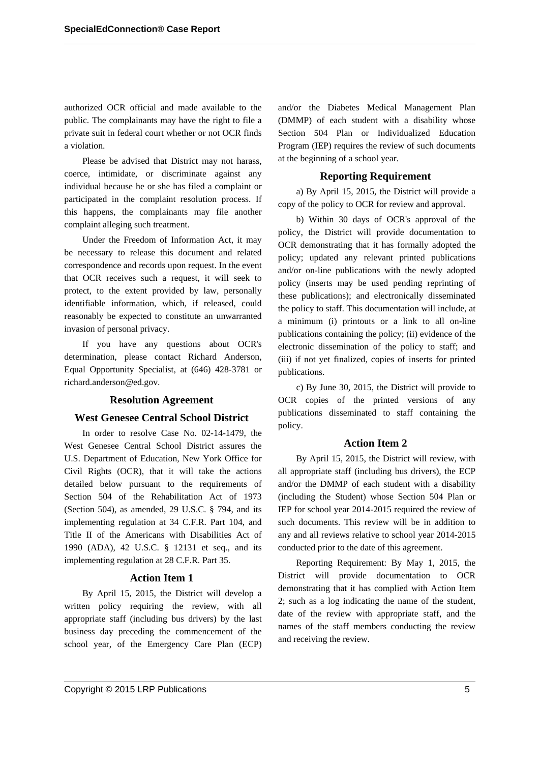authorized OCR official and made available to the public. The complainants may have the right to file a private suit in federal court whether or not OCR finds a violation.

Please be advised that District may not harass, coerce, intimidate, or discriminate against any individual because he or she has filed a complaint or participated in the complaint resolution process. If this happens, the complainants may file another complaint alleging such treatment.

Under the Freedom of Information Act, it may be necessary to release this document and related correspondence and records upon request. In the event that OCR receives such a request, it will seek to protect, to the extent provided by law, personally identifiable information, which, if released, could reasonably be expected to constitute an unwarranted invasion of personal privacy.

If you have any questions about OCR's determination, please contact Richard Anderson, Equal Opportunity Specialist, at (646) 428-3781 or richard.anderson@ed.gov.

## Resolution Agreement

## West Genesee Central School District

In order to resolve Case No. 02-14-1479, the West Genesee Central School District assures the U.S. Department of Education, New York Office for Civil Rights (OCR), that it will take the actions detailed below pursuant to the requirements of Section 504 of the Rehabilitation Act of 1973 (Section 504), as amended, 29 U.S.C. § 794, and its implementing regulation at 34 C.F.R. Part 104, and Title II of the Americans with Disabilities Act of 1990 (ADA), 42 U.S.C. § 12131 et seq., and its implementing regulation at 28 C.F.R. Part 35.

### Action Item 1

By April 15, 2015, the District will develop a written policy requiring the review, with all appropriate staff (including bus drivers) by the last business day preceding the commencement of the school year, of the Emergency Care Plan (ECP) and/or the Diabetes Medical Management Plan (DMMP) of each student with a disability whose Section 504 Plan or Individualized Education Program (IEP) requires the review of such documents at the beginning of a school year.

### Reporting Requirement

a) By April 15, 2015, the District will provide a copy of the policy to OCR for review and approval.

b) Within 30 days of OCR's approval of the policy, the District will provide documentation to OCR demonstrating that it has formally adopted the policy; updated any relevant printed publications and/or on-line publications with the newly adopted policy (inserts may be used pending reprinting of these publications); and electronically disseminated the policy to staff. This documentation will include, at a minimum (i) printouts or a link to all on-line publications containing the policy; (ii) evidence of the electronic dissemination of the policy to staff; and (iii) if not yet finalized, copies of inserts for printed publications.

c) By June 30, 2015, the District will provide to OCR copies of the printed versions of any publications disseminated to staff containing the policy.

### Action Item 2

By April 15, 2015, the District will review, with all appropriate staff (including bus drivers), the ECP and/or the DMMP of each student with a disability (including the Student) whose Section 504 Plan or IEP for school year 2014-2015 required the review of such documents. This review will be in addition to any and all reviews relative to school year 2014-2015 conducted prior to the date of this agreement.

Reporting Requirement: By May 1, 2015, the District will provide documentation to OCR demonstrating that it has complied with Action Item 2; such as a log indicating the name of the student, date of the review with appropriate staff, and the names of the staff members conducting the review and receiving the review.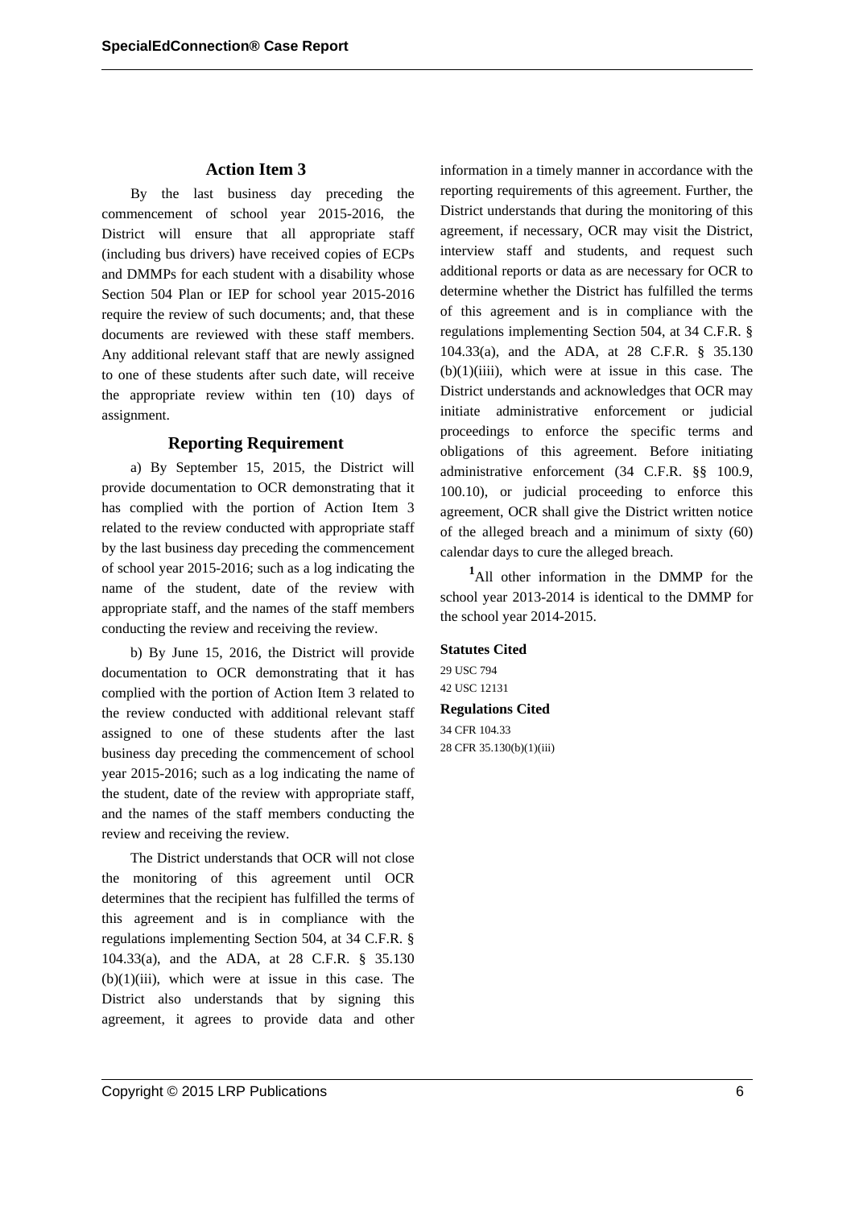### Action Item 3

By the last business day preceding the commencement of school year 2015-2016, the District will ensure that all appropriate staff (including bus drivers) have received copies of ECPs and DMMPs for each student with a disability whose Section 504 Plan or IEP for school year 2015-2016 require the review of such documents; and, that these documents are reviewed with these staff members. Any additional relevant staff that are newly assigned to one of these students after such date, will receive the appropriate review within ten (10) days of assignment.

### Reporting Requirement

a) By September 15, 2015, the District will provide documentation to OCR demonstrating that it has complied with the portion of Action Item 3 related to the review conducted with appropriate staff by the last business day preceding the commencement of school year 2015-2016; such as a log indicating the name of the student, date of the review with appropriate staff, and the names of the staff members conducting the review and receiving the review.

b) By June 15, 2016, the District will provide documentation to OCR demonstrating that it has complied with the portion of Action Item 3 related to the review conducted with additional relevant staff assigned to one of these students after the last business day preceding the commencement of school year 2015-2016; such as a log indicating the name of the student, date of the review with appropriate staff, and the names of the staff members conducting the review and receiving the review.

The District understands that OCR will not close the monitoring of this agreement until OCR determines that the recipient has fulfilled the terms of this agreement and is in compliance with the regulations implementing Section 504, at 34 C.F.R. § 104.33(a), and the ADA, at 28 C.F.R. § 35.130 (b)(1)(iii), which were at issue in this case. The District also understands that by signing this agreement, it agrees to provide data and other information in a timely manner in accordance with the reporting requirements of this agreement. Further, the District understands that during the monitoring of this agreement, if necessary, OCR may visit the District, interview staff and students, and request such additional reports or data as are necessary for OCR to determine whether the District has fulfilled the terms of this agreement and is in compliance with the regulations implementing Section 504, at 34 C.F.R. § 104.33(a), and the ADA, at 28 C.F.R. § 35.130 (b)(1)(iiii), which were at issue in this case. The District understands and acknowledges that OCR may initiate administrative enforcement or judicial proceedings to enforce the specific terms and obligations of this agreement. Before initiating administrative enforcement (34 C.F.R. §§ 100.9, 100.10), or judicial proceeding to enforce this agreement, OCR shall give the District written notice of the alleged breach and a minimum of sixty (60) calendar days to cure the alleged breach.

[1]All other information in the DMMP for the school year 2013-2014 is identical to the DMMP for the school year 2014-2015.

**Statutes Cited**

29 USC 794
42 USC 12131

**Regulations Cited**

34 CFR 104.33
28 CFR 35.130(b)(1)(iii)